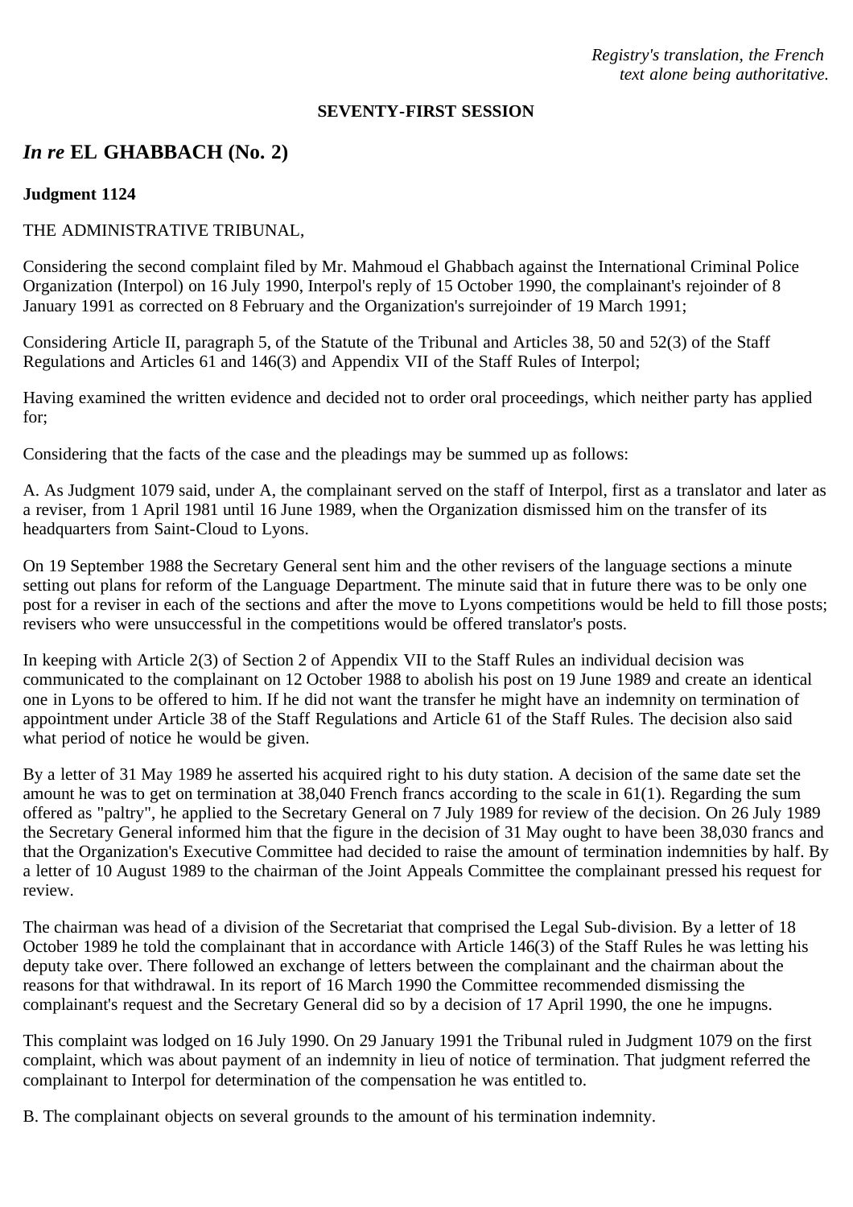*Registry's translation, the French text alone being authoritative.*

**SEVENTY-FIRST SESSION**

## *In re* EL GHABBACH (No. 2)

**Judgment 1124**

THE ADMINISTRATIVE TRIBUNAL,

Considering the second complaint filed by Mr. Mahmoud el Ghabbach against the International Criminal Police Organization (Interpol) on 16 July 1990, Interpol's reply of 15 October 1990, the complainant's rejoinder of 8 January 1991 as corrected on 8 February and the Organization's surrejoinder of 19 March 1991;

Considering Article II, paragraph 5, of the Statute of the Tribunal and Articles 38, 50 and 52(3) of the Staff Regulations and Articles 61 and 146(3) and Appendix VII of the Staff Rules of Interpol;

Having examined the written evidence and decided not to order oral proceedings, which neither party has applied for;

Considering that the facts of the case and the pleadings may be summed up as follows:

A. As Judgment 1079 said, under A, the complainant served on the staff of Interpol, first as a translator and later as a reviser, from 1 April 1981 until 16 June 1989, when the Organization dismissed him on the transfer of its headquarters from Saint-Cloud to Lyons.

On 19 September 1988 the Secretary General sent him and the other revisers of the language sections a minute setting out plans for reform of the Language Department. The minute said that in future there was to be only one post for a reviser in each of the sections and after the move to Lyons competitions would be held to fill those posts; revisers who were unsuccessful in the competitions would be offered translator's posts.

In keeping with Article 2(3) of Section 2 of Appendix VII to the Staff Rules an individual decision was communicated to the complainant on 12 October 1988 to abolish his post on 19 June 1989 and create an identical one in Lyons to be offered to him. If he did not want the transfer he might have an indemnity on termination of appointment under Article 38 of the Staff Regulations and Article 61 of the Staff Rules. The decision also said what period of notice he would be given.

By a letter of 31 May 1989 he asserted his acquired right to his duty station. A decision of the same date set the amount he was to get on termination at 38,040 French francs according to the scale in 61(1). Regarding the sum offered as "paltry", he applied to the Secretary General on 7 July 1989 for review of the decision. On 26 July 1989 the Secretary General informed him that the figure in the decision of 31 May ought to have been 38,030 francs and that the Organization's Executive Committee had decided to raise the amount of termination indemnities by half. By a letter of 10 August 1989 to the chairman of the Joint Appeals Committee the complainant pressed his request for review.

The chairman was head of a division of the Secretariat that comprised the Legal Sub-division. By a letter of 18 October 1989 he told the complainant that in accordance with Article 146(3) of the Staff Rules he was letting his deputy take over. There followed an exchange of letters between the complainant and the chairman about the reasons for that withdrawal. In its report of 16 March 1990 the Committee recommended dismissing the complainant's request and the Secretary General did so by a decision of 17 April 1990, the one he impugns.

This complaint was lodged on 16 July 1990. On 29 January 1991 the Tribunal ruled in Judgment 1079 on the first complaint, which was about payment of an indemnity in lieu of notice of termination. That judgment referred the complainant to Interpol for determination of the compensation he was entitled to.

B. The complainant objects on several grounds to the amount of his termination indemnity.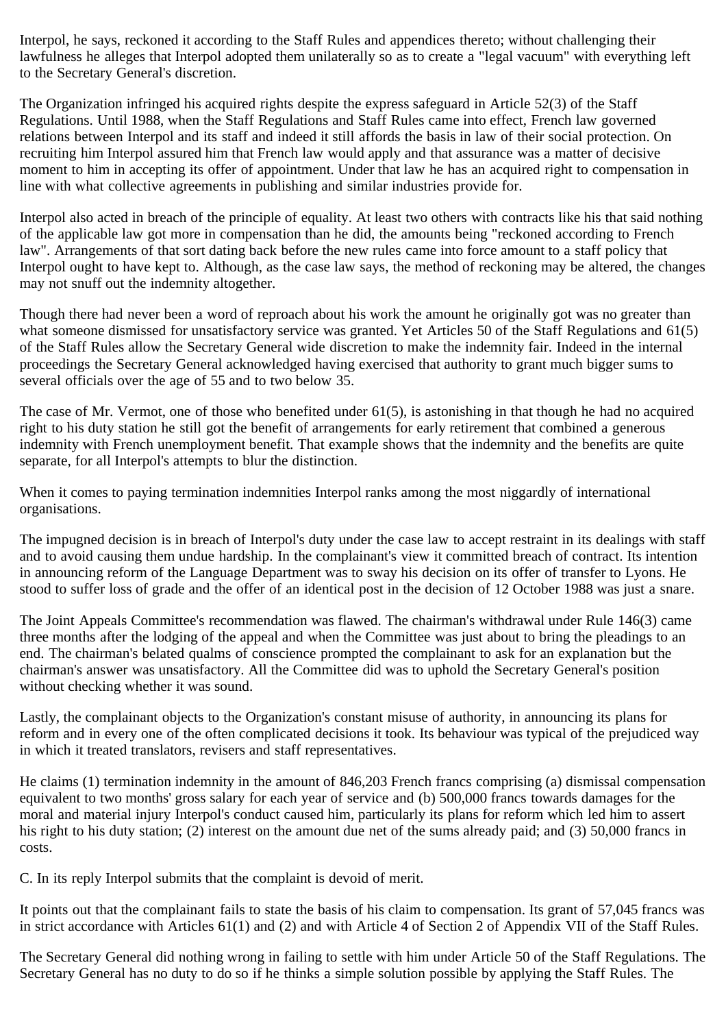Interpol, he says, reckoned it according to the Staff Rules and appendices thereto; without challenging their lawfulness he alleges that Interpol adopted them unilaterally so as to create a "legal vacuum" with everything left to the Secretary General's discretion.

The Organization infringed his acquired rights despite the express safeguard in Article 52(3) of the Staff Regulations. Until 1988, when the Staff Regulations and Staff Rules came into effect, French law governed relations between Interpol and its staff and indeed it still affords the basis in law of their social protection. On recruiting him Interpol assured him that French law would apply and that assurance was a matter of decisive moment to him in accepting its offer of appointment. Under that law he has an acquired right to compensation in line with what collective agreements in publishing and similar industries provide for.

Interpol also acted in breach of the principle of equality. At least two others with contracts like his that said nothing of the applicable law got more in compensation than he did, the amounts being "reckoned according to French law". Arrangements of that sort dating back before the new rules came into force amount to a staff policy that Interpol ought to have kept to. Although, as the case law says, the method of reckoning may be altered, the changes may not snuff out the indemnity altogether.

Though there had never been a word of reproach about his work the amount he originally got was no greater than what someone dismissed for unsatisfactory service was granted. Yet Articles 50 of the Staff Regulations and 61(5) of the Staff Rules allow the Secretary General wide discretion to make the indemnity fair. Indeed in the internal proceedings the Secretary General acknowledged having exercised that authority to grant much bigger sums to several officials over the age of 55 and to two below 35.

The case of Mr. Vermot, one of those who benefited under 61(5), is astonishing in that though he had no acquired right to his duty station he still got the benefit of arrangements for early retirement that combined a generous indemnity with French unemployment benefit. That example shows that the indemnity and the benefits are quite separate, for all Interpol's attempts to blur the distinction.

When it comes to paying termination indemnities Interpol ranks among the most niggardly of international organisations.

The impugned decision is in breach of Interpol's duty under the case law to accept restraint in its dealings with staff and to avoid causing them undue hardship. In the complainant's view it committed breach of contract. Its intention in announcing reform of the Language Department was to sway his decision on its offer of transfer to Lyons. He stood to suffer loss of grade and the offer of an identical post in the decision of 12 October 1988 was just a snare.

The Joint Appeals Committee's recommendation was flawed. The chairman's withdrawal under Rule 146(3) came three months after the lodging of the appeal and when the Committee was just about to bring the pleadings to an end. The chairman's belated qualms of conscience prompted the complainant to ask for an explanation but the chairman's answer was unsatisfactory. All the Committee did was to uphold the Secretary General's position without checking whether it was sound.

Lastly, the complainant objects to the Organization's constant misuse of authority, in announcing its plans for reform and in every one of the often complicated decisions it took. Its behaviour was typical of the prejudiced way in which it treated translators, revisers and staff representatives.

He claims (1) termination indemnity in the amount of 846,203 French francs comprising (a) dismissal compensation equivalent to two months' gross salary for each year of service and (b) 500,000 francs towards damages for the moral and material injury Interpol's conduct caused him, particularly its plans for reform which led him to assert his right to his duty station; (2) interest on the amount due net of the sums already paid; and (3) 50,000 francs in costs.

C. In its reply Interpol submits that the complaint is devoid of merit.

It points out that the complainant fails to state the basis of his claim to compensation. Its grant of 57,045 francs was in strict accordance with Articles 61(1) and (2) and with Article 4 of Section 2 of Appendix VII of the Staff Rules.

The Secretary General did nothing wrong in failing to settle with him under Article 50 of the Staff Regulations. The Secretary General has no duty to do so if he thinks a simple solution possible by applying the Staff Rules. The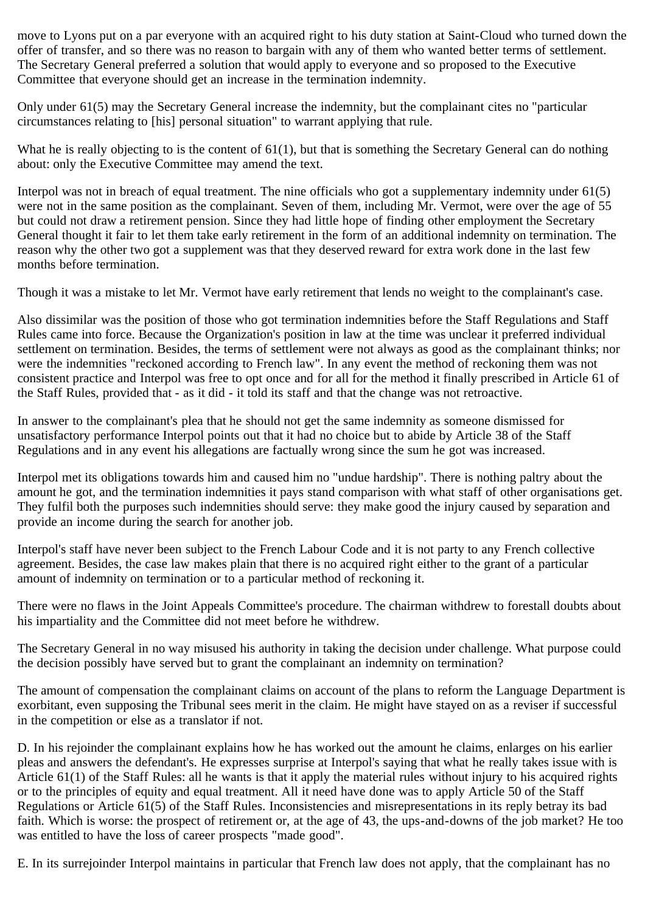move to Lyons put on a par everyone with an acquired right to his duty station at Saint-Cloud who turned down the offer of transfer, and so there was no reason to bargain with any of them who wanted better terms of settlement. The Secretary General preferred a solution that would apply to everyone and so proposed to the Executive Committee that everyone should get an increase in the termination indemnity.

Only under 61(5) may the Secretary General increase the indemnity, but the complainant cites no "particular circumstances relating to [his] personal situation" to warrant applying that rule.

What he is really objecting to is the content of 61(1), but that is something the Secretary General can do nothing about: only the Executive Committee may amend the text.

Interpol was not in breach of equal treatment. The nine officials who got a supplementary indemnity under 61(5) were not in the same position as the complainant. Seven of them, including Mr. Vermot, were over the age of 55 but could not draw a retirement pension. Since they had little hope of finding other employment the Secretary General thought it fair to let them take early retirement in the form of an additional indemnity on termination. The reason why the other two got a supplement was that they deserved reward for extra work done in the last few months before termination.

Though it was a mistake to let Mr. Vermot have early retirement that lends no weight to the complainant's case.

Also dissimilar was the position of those who got termination indemnities before the Staff Regulations and Staff Rules came into force. Because the Organization's position in law at the time was unclear it preferred individual settlement on termination. Besides, the terms of settlement were not always as good as the complainant thinks; nor were the indemnities "reckoned according to French law". In any event the method of reckoning them was not consistent practice and Interpol was free to opt once and for all for the method it finally prescribed in Article 61 of the Staff Rules, provided that - as it did - it told its staff and that the change was not retroactive.

In answer to the complainant's plea that he should not get the same indemnity as someone dismissed for unsatisfactory performance Interpol points out that it had no choice but to abide by Article 38 of the Staff Regulations and in any event his allegations are factually wrong since the sum he got was increased.

Interpol met its obligations towards him and caused him no "undue hardship". There is nothing paltry about the amount he got, and the termination indemnities it pays stand comparison with what staff of other organisations get. They fulfil both the purposes such indemnities should serve: they make good the injury caused by separation and provide an income during the search for another job.

Interpol's staff have never been subject to the French Labour Code and it is not party to any French collective agreement. Besides, the case law makes plain that there is no acquired right either to the grant of a particular amount of indemnity on termination or to a particular method of reckoning it.

There were no flaws in the Joint Appeals Committee's procedure. The chairman withdrew to forestall doubts about his impartiality and the Committee did not meet before he withdrew.

The Secretary General in no way misused his authority in taking the decision under challenge. What purpose could the decision possibly have served but to grant the complainant an indemnity on termination?

The amount of compensation the complainant claims on account of the plans to reform the Language Department is exorbitant, even supposing the Tribunal sees merit in the claim. He might have stayed on as a reviser if successful in the competition or else as a translator if not.

D. In his rejoinder the complainant explains how he has worked out the amount he claims, enlarges on his earlier pleas and answers the defendant's. He expresses surprise at Interpol's saying that what he really takes issue with is Article 61(1) of the Staff Rules: all he wants is that it apply the material rules without injury to his acquired rights or to the principles of equity and equal treatment. All it need have done was to apply Article 50 of the Staff Regulations or Article 61(5) of the Staff Rules. Inconsistencies and misrepresentations in its reply betray its bad faith. Which is worse: the prospect of retirement or, at the age of 43, the ups-and-downs of the job market? He too was entitled to have the loss of career prospects "made good".

E. In its surrejoinder Interpol maintains in particular that French law does not apply, that the complainant has no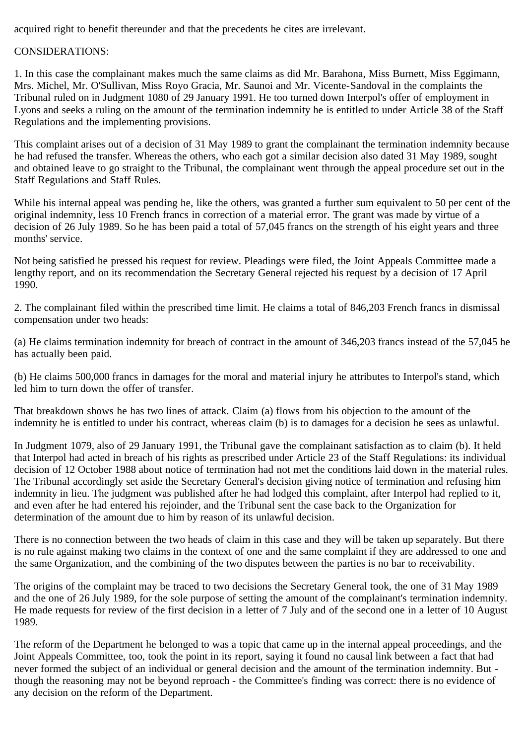acquired right to benefit thereunder and that the precedents he cites are irrelevant.

CONSIDERATIONS:

1. In this case the complainant makes much the same claims as did Mr. Barahona, Miss Burnett, Miss Eggimann, Mrs. Michel, Mr. O'Sullivan, Miss Royo Gracia, Mr. Saunoi and Mr. Vicente-Sandoval in the complaints the Tribunal ruled on in Judgment 1080 of 29 January 1991. He too turned down Interpol's offer of employment in Lyons and seeks a ruling on the amount of the termination indemnity he is entitled to under Article 38 of the Staff Regulations and the implementing provisions.

This complaint arises out of a decision of 31 May 1989 to grant the complainant the termination indemnity because he had refused the transfer. Whereas the others, who each got a similar decision also dated 31 May 1989, sought and obtained leave to go straight to the Tribunal, the complainant went through the appeal procedure set out in the Staff Regulations and Staff Rules.

While his internal appeal was pending he, like the others, was granted a further sum equivalent to 50 per cent of the original indemnity, less 10 French francs in correction of a material error. The grant was made by virtue of a decision of 26 July 1989. So he has been paid a total of 57,045 francs on the strength of his eight years and three months' service.

Not being satisfied he pressed his request for review. Pleadings were filed, the Joint Appeals Committee made a lengthy report, and on its recommendation the Secretary General rejected his request by a decision of 17 April 1990.

2. The complainant filed within the prescribed time limit. He claims a total of 846,203 French francs in dismissal compensation under two heads:

(a) He claims termination indemnity for breach of contract in the amount of 346,203 francs instead of the 57,045 he has actually been paid.

(b) He claims 500,000 francs in damages for the moral and material injury he attributes to Interpol's stand, which led him to turn down the offer of transfer.

That breakdown shows he has two lines of attack. Claim (a) flows from his objection to the amount of the indemnity he is entitled to under his contract, whereas claim (b) is to damages for a decision he sees as unlawful.

In Judgment 1079, also of 29 January 1991, the Tribunal gave the complainant satisfaction as to claim (b). It held that Interpol had acted in breach of his rights as prescribed under Article 23 of the Staff Regulations: its individual decision of 12 October 1988 about notice of termination had not met the conditions laid down in the material rules. The Tribunal accordingly set aside the Secretary General's decision giving notice of termination and refusing him indemnity in lieu. The judgment was published after he had lodged this complaint, after Interpol had replied to it, and even after he had entered his rejoinder, and the Tribunal sent the case back to the Organization for determination of the amount due to him by reason of its unlawful decision.

There is no connection between the two heads of claim in this case and they will be taken up separately. But there is no rule against making two claims in the context of one and the same complaint if they are addressed to one and the same Organization, and the combining of the two disputes between the parties is no bar to receivability.

The origins of the complaint may be traced to two decisions the Secretary General took, the one of 31 May 1989 and the one of 26 July 1989, for the sole purpose of setting the amount of the complainant's termination indemnity. He made requests for review of the first decision in a letter of 7 July and of the second one in a letter of 10 August 1989.

The reform of the Department he belonged to was a topic that came up in the internal appeal proceedings, and the Joint Appeals Committee, too, took the point in its report, saying it found no causal link between a fact that had never formed the subject of an individual or general decision and the amount of the termination indemnity. But - though the reasoning may not be beyond reproach - the Committee's finding was correct: there is no evidence of any decision on the reform of the Department.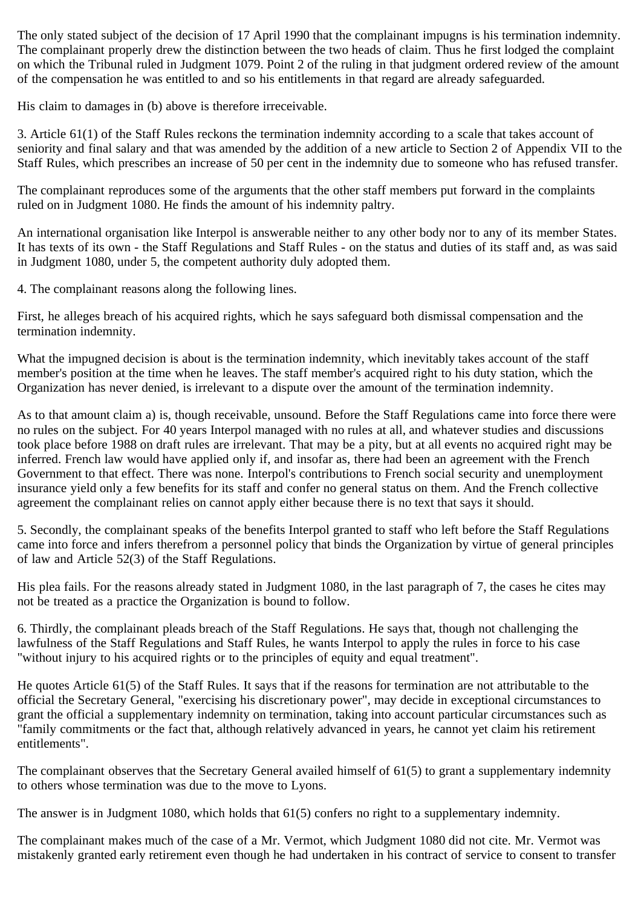The only stated subject of the decision of 17 April 1990 that the complainant impugns is his termination indemnity. The complainant properly drew the distinction between the two heads of claim. Thus he first lodged the complaint on which the Tribunal ruled in Judgment 1079. Point 2 of the ruling in that judgment ordered review of the amount of the compensation he was entitled to and so his entitlements in that regard are already safeguarded.

His claim to damages in (b) above is therefore irreceivable.

3. Article 61(1) of the Staff Rules reckons the termination indemnity according to a scale that takes account of seniority and final salary and that was amended by the addition of a new article to Section 2 of Appendix VII to the Staff Rules, which prescribes an increase of 50 per cent in the indemnity due to someone who has refused transfer.

The complainant reproduces some of the arguments that the other staff members put forward in the complaints ruled on in Judgment 1080. He finds the amount of his indemnity paltry.

An international organisation like Interpol is answerable neither to any other body nor to any of its member States. It has texts of its own - the Staff Regulations and Staff Rules - on the status and duties of its staff and, as was said in Judgment 1080, under 5, the competent authority duly adopted them.

4. The complainant reasons along the following lines.

First, he alleges breach of his acquired rights, which he says safeguard both dismissal compensation and the termination indemnity.

What the impugned decision is about is the termination indemnity, which inevitably takes account of the staff member's position at the time when he leaves. The staff member's acquired right to his duty station, which the Organization has never denied, is irrelevant to a dispute over the amount of the termination indemnity.

As to that amount claim a) is, though receivable, unsound. Before the Staff Regulations came into force there were no rules on the subject. For 40 years Interpol managed with no rules at all, and whatever studies and discussions took place before 1988 on draft rules are irrelevant. That may be a pity, but at all events no acquired right may be inferred. French law would have applied only if, and insofar as, there had been an agreement with the French Government to that effect. There was none. Interpol's contributions to French social security and unemployment insurance yield only a few benefits for its staff and confer no general status on them. And the French collective agreement the complainant relies on cannot apply either because there is no text that says it should.

5. Secondly, the complainant speaks of the benefits Interpol granted to staff who left before the Staff Regulations came into force and infers therefrom a personnel policy that binds the Organization by virtue of general principles of law and Article 52(3) of the Staff Regulations.

His plea fails. For the reasons already stated in Judgment 1080, in the last paragraph of 7, the cases he cites may not be treated as a practice the Organization is bound to follow.

6. Thirdly, the complainant pleads breach of the Staff Regulations. He says that, though not challenging the lawfulness of the Staff Regulations and Staff Rules, he wants Interpol to apply the rules in force to his case "without injury to his acquired rights or to the principles of equity and equal treatment".

He quotes Article 61(5) of the Staff Rules. It says that if the reasons for termination are not attributable to the official the Secretary General, "exercising his discretionary power", may decide in exceptional circumstances to grant the official a supplementary indemnity on termination, taking into account particular circumstances such as "family commitments or the fact that, although relatively advanced in years, he cannot yet claim his retirement entitlements".

The complainant observes that the Secretary General availed himself of 61(5) to grant a supplementary indemnity to others whose termination was due to the move to Lyons.

The answer is in Judgment 1080, which holds that 61(5) confers no right to a supplementary indemnity.

The complainant makes much of the case of a Mr. Vermot, which Judgment 1080 did not cite. Mr. Vermot was mistakenly granted early retirement even though he had undertaken in his contract of service to consent to transfer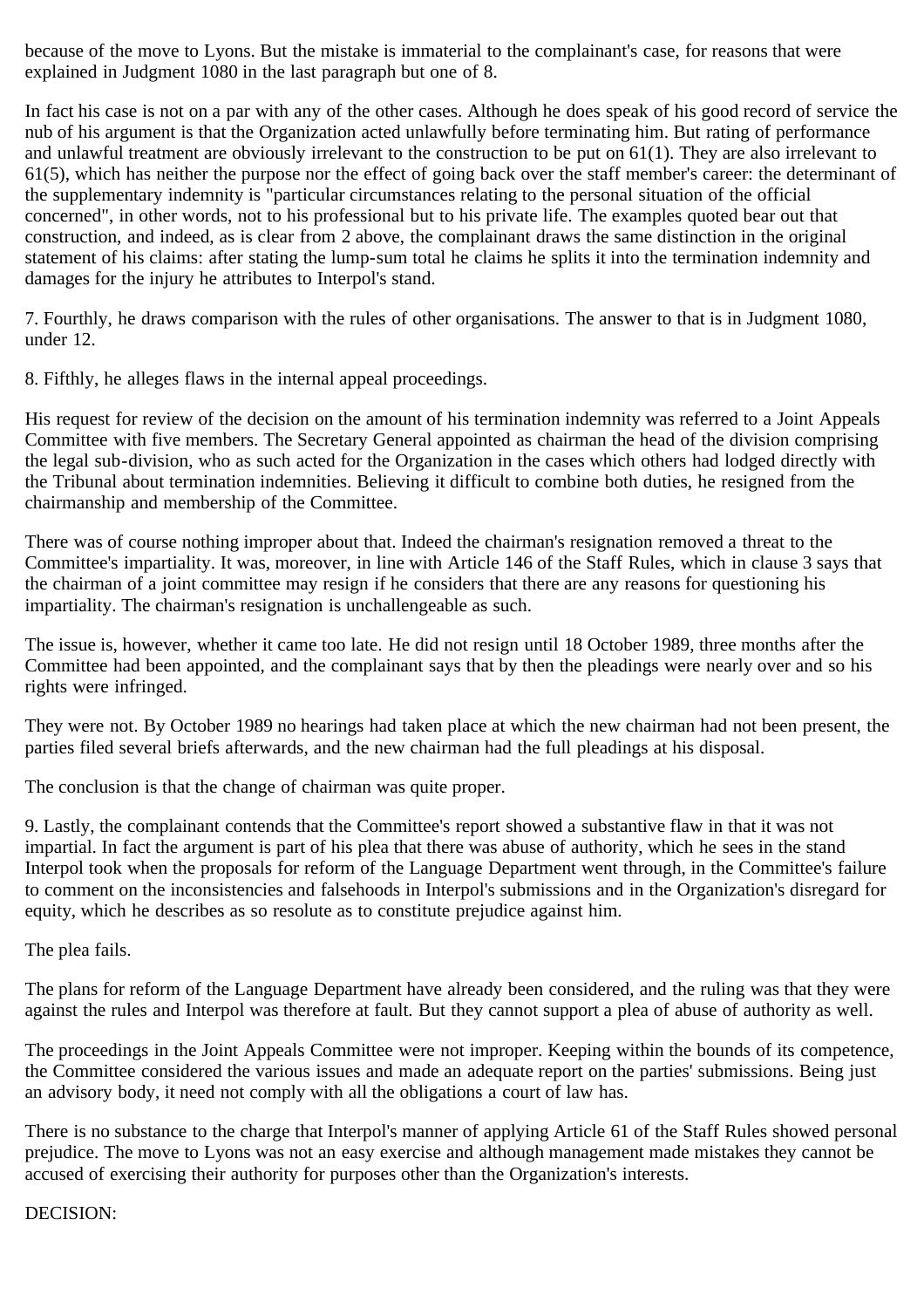because of the move to Lyons. But the mistake is immaterial to the complainant's case, for reasons that were explained in Judgment 1080 in the last paragraph but one of 8.

In fact his case is not on a par with any of the other cases. Although he does speak of his good record of service the nub of his argument is that the Organization acted unlawfully before terminating him. But rating of performance and unlawful treatment are obviously irrelevant to the construction to be put on 61(1). They are also irrelevant to 61(5), which has neither the purpose nor the effect of going back over the staff member's career: the determinant of the supplementary indemnity is "particular circumstances relating to the personal situation of the official concerned", in other words, not to his professional but to his private life. The examples quoted bear out that construction, and indeed, as is clear from 2 above, the complainant draws the same distinction in the original statement of his claims: after stating the lump-sum total he claims he splits it into the termination indemnity and damages for the injury he attributes to Interpol's stand.

7. Fourthly, he draws comparison with the rules of other organisations. The answer to that is in Judgment 1080, under 12.

8. Fifthly, he alleges flaws in the internal appeal proceedings.

His request for review of the decision on the amount of his termination indemnity was referred to a Joint Appeals Committee with five members. The Secretary General appointed as chairman the head of the division comprising the legal sub-division, who as such acted for the Organization in the cases which others had lodged directly with the Tribunal about termination indemnities. Believing it difficult to combine both duties, he resigned from the chairmanship and membership of the Committee.

There was of course nothing improper about that. Indeed the chairman's resignation removed a threat to the Committee's impartiality. It was, moreover, in line with Article 146 of the Staff Rules, which in clause 3 says that the chairman of a joint committee may resign if he considers that there are any reasons for questioning his impartiality. The chairman's resignation is unchallengeable as such.

The issue is, however, whether it came too late. He did not resign until 18 October 1989, three months after the Committee had been appointed, and the complainant says that by then the pleadings were nearly over and so his rights were infringed.

They were not. By October 1989 no hearings had taken place at which the new chairman had not been present, the parties filed several briefs afterwards, and the new chairman had the full pleadings at his disposal.

The conclusion is that the change of chairman was quite proper.

9. Lastly, the complainant contends that the Committee's report showed a substantive flaw in that it was not impartial. In fact the argument is part of his plea that there was abuse of authority, which he sees in the stand Interpol took when the proposals for reform of the Language Department went through, in the Committee's failure to comment on the inconsistencies and falsehoods in Interpol's submissions and in the Organization's disregard for equity, which he describes as so resolute as to constitute prejudice against him.

The plea fails.

The plans for reform of the Language Department have already been considered, and the ruling was that they were against the rules and Interpol was therefore at fault. But they cannot support a plea of abuse of authority as well.

The proceedings in the Joint Appeals Committee were not improper. Keeping within the bounds of its competence, the Committee considered the various issues and made an adequate report on the parties' submissions. Being just an advisory body, it need not comply with all the obligations a court of law has.

There is no substance to the charge that Interpol's manner of applying Article 61 of the Staff Rules showed personal prejudice. The move to Lyons was not an easy exercise and although management made mistakes they cannot be accused of exercising their authority for purposes other than the Organization's interests.

DECISION: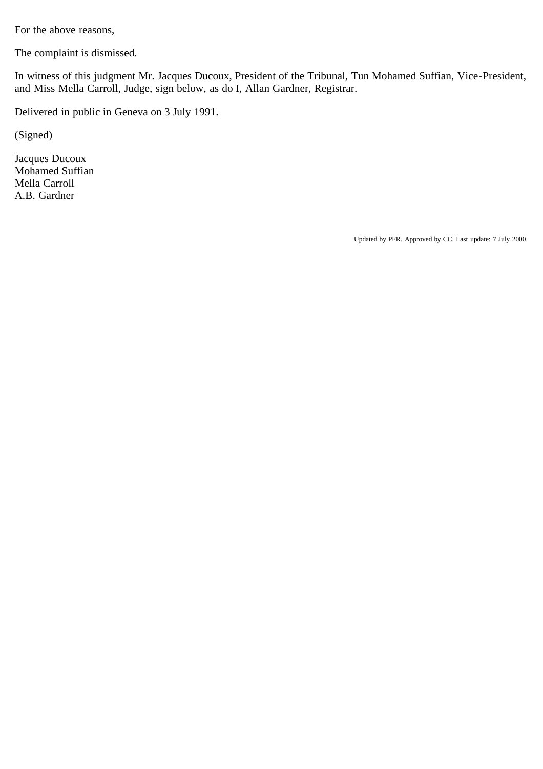For the above reasons,

The complaint is dismissed.

In witness of this judgment Mr. Jacques Ducoux, President of the Tribunal, Tun Mohamed Suffian, Vice-President, and Miss Mella Carroll, Judge, sign below, as do I, Allan Gardner, Registrar.

Delivered in public in Geneva on 3 July 1991.

(Signed)

Jacques Ducoux
Mohamed Suffian
Mella Carroll
A.B. Gardner

Updated by PFR. Approved by CC. Last update: 7 July 2000.